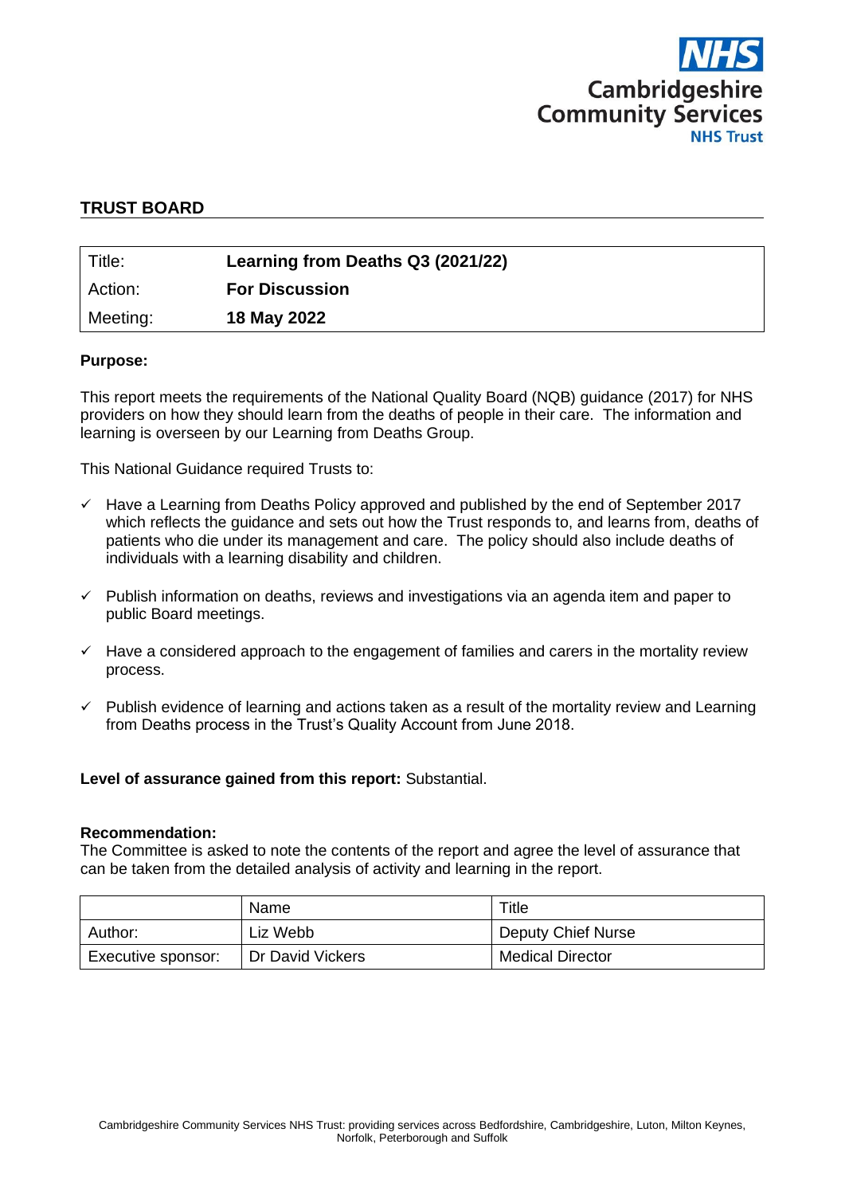Cambridgeshire Community Services NHS Trust

## TRUST BOARD

| | |
|---|---|
| Title: | **Learning from Deaths Q3 (2021/22)** |
| Action: | **For Discussion** |
| Meeting: | **18 May 2022** |

**Purpose:**

This report meets the requirements of the National Quality Board (NQB) guidance (2017) for NHS providers on how they should learn from the deaths of people in their care. The information and learning is overseen by our Learning from Deaths Group.

This National Guidance required Trusts to:

- ✓ Have a Learning from Deaths Policy approved and published by the end of September 2017 which reflects the guidance and sets out how the Trust responds to, and learns from, deaths of patients who die under its management and care. The policy should also include deaths of individuals with a learning disability and children.
- ✓ Publish information on deaths, reviews and investigations via an agenda item and paper to public Board meetings.
- ✓ Have a considered approach to the engagement of families and carers in the mortality review process.
- ✓ Publish evidence of learning and actions taken as a result of the mortality review and Learning from Deaths process in the Trust's Quality Account from June 2018.

**Level of assurance gained from this report:** Substantial.

**Recommendation:**
The Committee is asked to note the contents of the report and agree the level of assurance that can be taken from the detailed analysis of activity and learning in the report.

| | Name | Title |
|---|---|---|
| Author: | Liz Webb | Deputy Chief Nurse |
| Executive sponsor: | Dr David Vickers | Medical Director |

Cambridgeshire Community Services NHS Trust: providing services across Bedfordshire, Cambridgeshire, Luton, Milton Keynes, Norfolk, Peterborough and Suffolk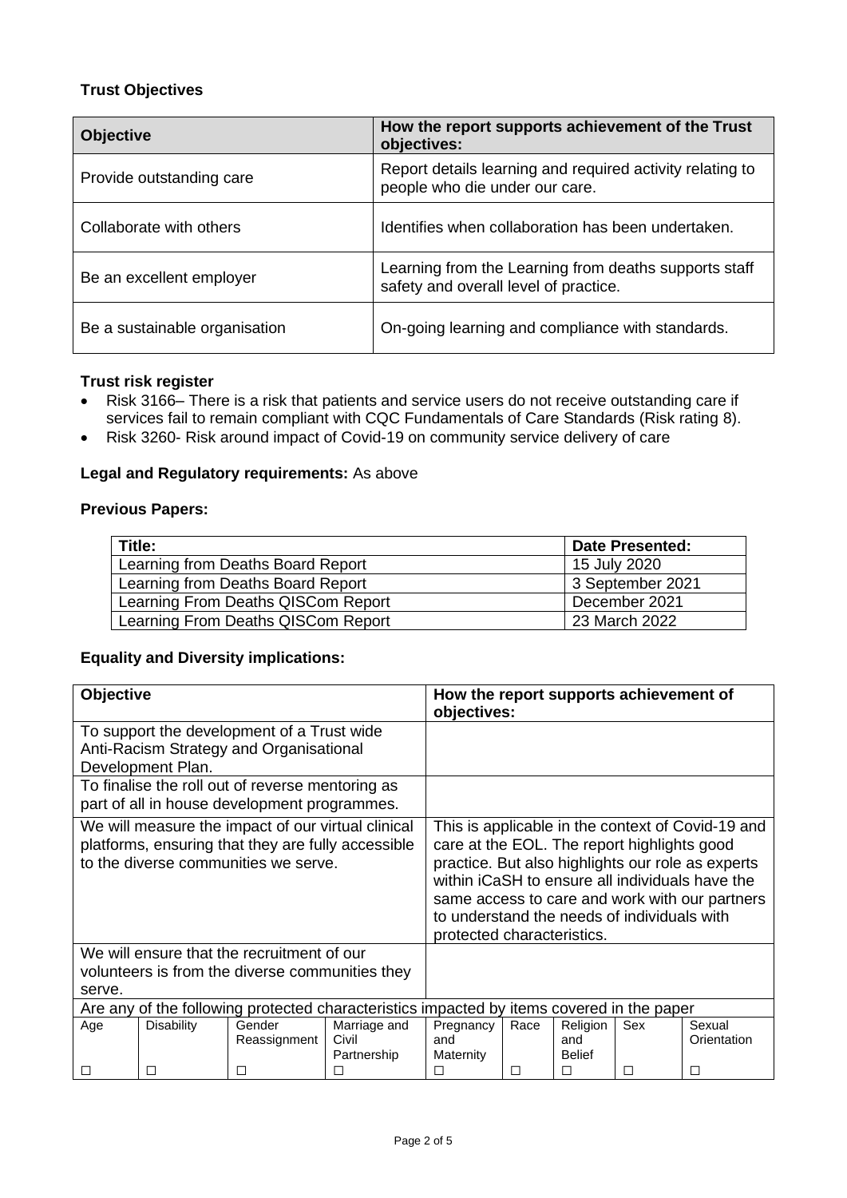**Trust Objectives**

| Objective | How the report supports achievement of the Trust objectives: |
|---|---|
| Provide outstanding care | Report details learning and required activity relating to people who die under our care. |
| Collaborate with others | Identifies when collaboration has been undertaken. |
| Be an excellent employer | Learning from the Learning from deaths supports staff safety and overall level of practice. |
| Be a sustainable organisation | On-going learning and compliance with standards. |

**Trust risk register**

- Risk 3166– There is a risk that patients and service users do not receive outstanding care if services fail to remain compliant with CQC Fundamentals of Care Standards (Risk rating 8).
- Risk 3260- Risk around impact of Covid-19 on community service delivery of care

**Legal and Regulatory requirements:** As above

**Previous Papers:**

| Title: | Date Presented: |
|---|---|
| Learning from Deaths Board Report | 15 July 2020 |
| Learning from Deaths Board Report | 3 September 2021 |
| Learning From Deaths QISCom Report | December 2021 |
| Learning From Deaths QISCom Report | 23 March 2022 |

**Equality and Diversity implications:**

| Objective | How the report supports achievement of objectives: |
|---|---|
| To support the development of a Trust wide Anti-Racism Strategy and Organisational Development Plan. | |
| To finalise the roll out of reverse mentoring as part of all in house development programmes. | |
| We will measure the impact of our virtual clinical platforms, ensuring that they are fully accessible to the diverse communities we serve. | This is applicable in the context of Covid-19 and care at the EOL. The report highlights good practice. But also highlights our role as experts within iCaSH to ensure all individuals have the same access to care and work with our partners to understand the needs of individuals with protected characteristics. |
| We will ensure that the recruitment of our volunteers is from the diverse communities they serve. | |

Are any of the following protected characteristics impacted by items covered in the paper

| Age | Disability | Gender Reassignment | Marriage and Civil Partnership | Pregnancy and Maternity | Race | Religion and Belief | Sex | Sexual Orientation |
|---|---|---|---|---|---|---|---|---|
| ☐ | ☐ | ☐ | ☐ | ☐ | ☐ | ☐ | ☐ | ☐ |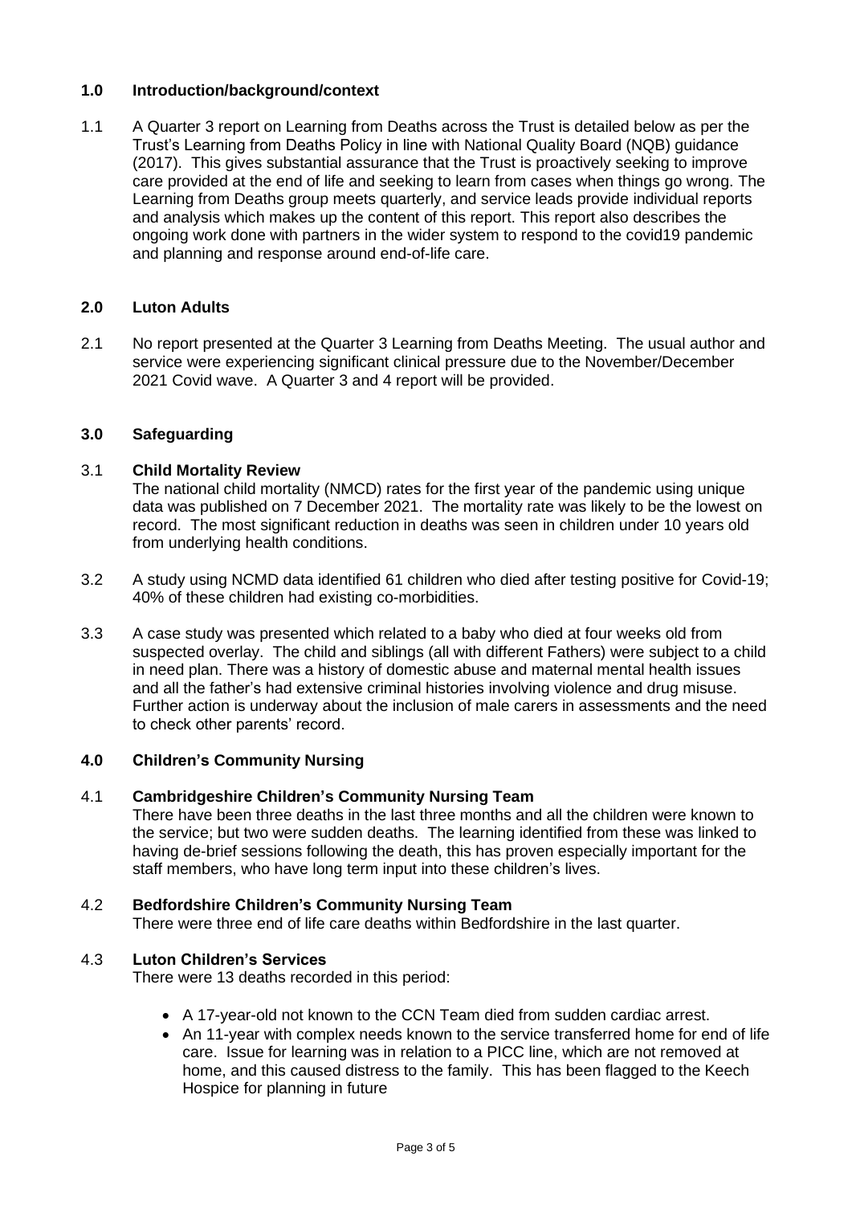## 1.0 Introduction/background/context

1.1 A Quarter 3 report on Learning from Deaths across the Trust is detailed below as per the Trust's Learning from Deaths Policy in line with National Quality Board (NQB) guidance (2017). This gives substantial assurance that the Trust is proactively seeking to improve care provided at the end of life and seeking to learn from cases when things go wrong. The Learning from Deaths group meets quarterly, and service leads provide individual reports and analysis which makes up the content of this report. This report also describes the ongoing work done with partners in the wider system to respond to the covid19 pandemic and planning and response around end-of-life care.

## 2.0 Luton Adults

2.1 No report presented at the Quarter 3 Learning from Deaths Meeting. The usual author and service were experiencing significant clinical pressure due to the November/December 2021 Covid wave. A Quarter 3 and 4 report will be provided.

## 3.0 Safeguarding

3.1 **Child Mortality Review**
The national child mortality (NMCD) rates for the first year of the pandemic using unique data was published on 7 December 2021. The mortality rate was likely to be the lowest on record. The most significant reduction in deaths was seen in children under 10 years old from underlying health conditions.

3.2 A study using NCMD data identified 61 children who died after testing positive for Covid-19; 40% of these children had existing co-morbidities.

3.3 A case study was presented which related to a baby who died at four weeks old from suspected overlay. The child and siblings (all with different Fathers) were subject to a child in need plan. There was a history of domestic abuse and maternal mental health issues and all the father's had extensive criminal histories involving violence and drug misuse. Further action is underway about the inclusion of male carers in assessments and the need to check other parents' record.

## 4.0 Children's Community Nursing

4.1 **Cambridgeshire Children's Community Nursing Team**
There have been three deaths in the last three months and all the children were known to the service; but two were sudden deaths. The learning identified from these was linked to having de-brief sessions following the death, this has proven especially important for the staff members, who have long term input into these children's lives.

4.2 **Bedfordshire Children's Community Nursing Team**
There were three end of life care deaths within Bedfordshire in the last quarter.

4.3 **Luton Children's Services**
There were 13 deaths recorded in this period:

- A 17-year-old not known to the CCN Team died from sudden cardiac arrest.
- An 11-year with complex needs known to the service transferred home for end of life care. Issue for learning was in relation to a PICC line, which are not removed at home, and this caused distress to the family. This has been flagged to the Keech Hospice for planning in future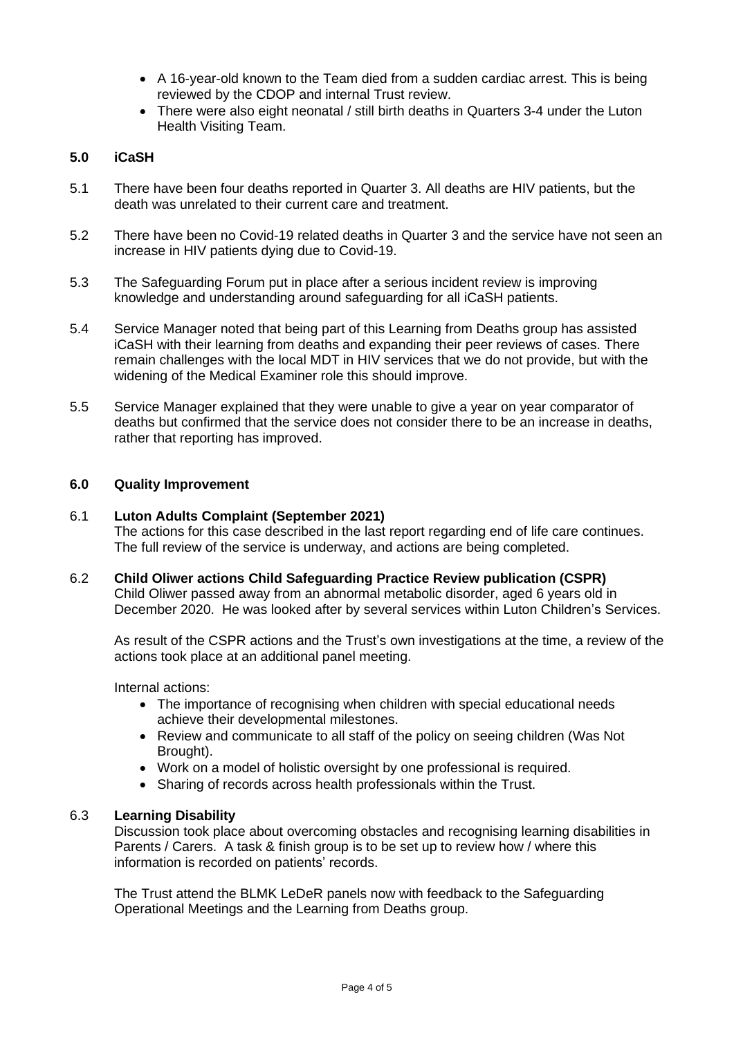- A 16-year-old known to the Team died from a sudden cardiac arrest. This is being reviewed by the CDOP and internal Trust review.
- There were also eight neonatal / still birth deaths in Quarters 3-4 under the Luton Health Visiting Team.

## 5.0 iCaSH

5.1 There have been four deaths reported in Quarter 3. All deaths are HIV patients, but the death was unrelated to their current care and treatment.

5.2 There have been no Covid-19 related deaths in Quarter 3 and the service have not seen an increase in HIV patients dying due to Covid-19.

5.3 The Safeguarding Forum put in place after a serious incident review is improving knowledge and understanding around safeguarding for all iCaSH patients.

5.4 Service Manager noted that being part of this Learning from Deaths group has assisted iCaSH with their learning from deaths and expanding their peer reviews of cases. There remain challenges with the local MDT in HIV services that we do not provide, but with the widening of the Medical Examiner role this should improve.

5.5 Service Manager explained that they were unable to give a year on year comparator of deaths but confirmed that the service does not consider there to be an increase in deaths, rather that reporting has improved.

## 6.0 Quality Improvement

### 6.1 Luton Adults Complaint (September 2021)

The actions for this case described in the last report regarding end of life care continues. The full review of the service is underway, and actions are being completed.

### 6.2 Child Oliwer actions Child Safeguarding Practice Review publication (CSPR)

Child Oliwer passed away from an abnormal metabolic disorder, aged 6 years old in December 2020. He was looked after by several services within Luton Children's Services.

As result of the CSPR actions and the Trust's own investigations at the time, a review of the actions took place at an additional panel meeting.

Internal actions:

- The importance of recognising when children with special educational needs achieve their developmental milestones.
- Review and communicate to all staff of the policy on seeing children (Was Not Brought).
- Work on a model of holistic oversight by one professional is required.
- Sharing of records across health professionals within the Trust.

### 6.3 Learning Disability

Discussion took place about overcoming obstacles and recognising learning disabilities in Parents / Carers. A task & finish group is to be set up to review how / where this information is recorded on patients' records.

The Trust attend the BLMK LeDeR panels now with feedback to the Safeguarding Operational Meetings and the Learning from Deaths group.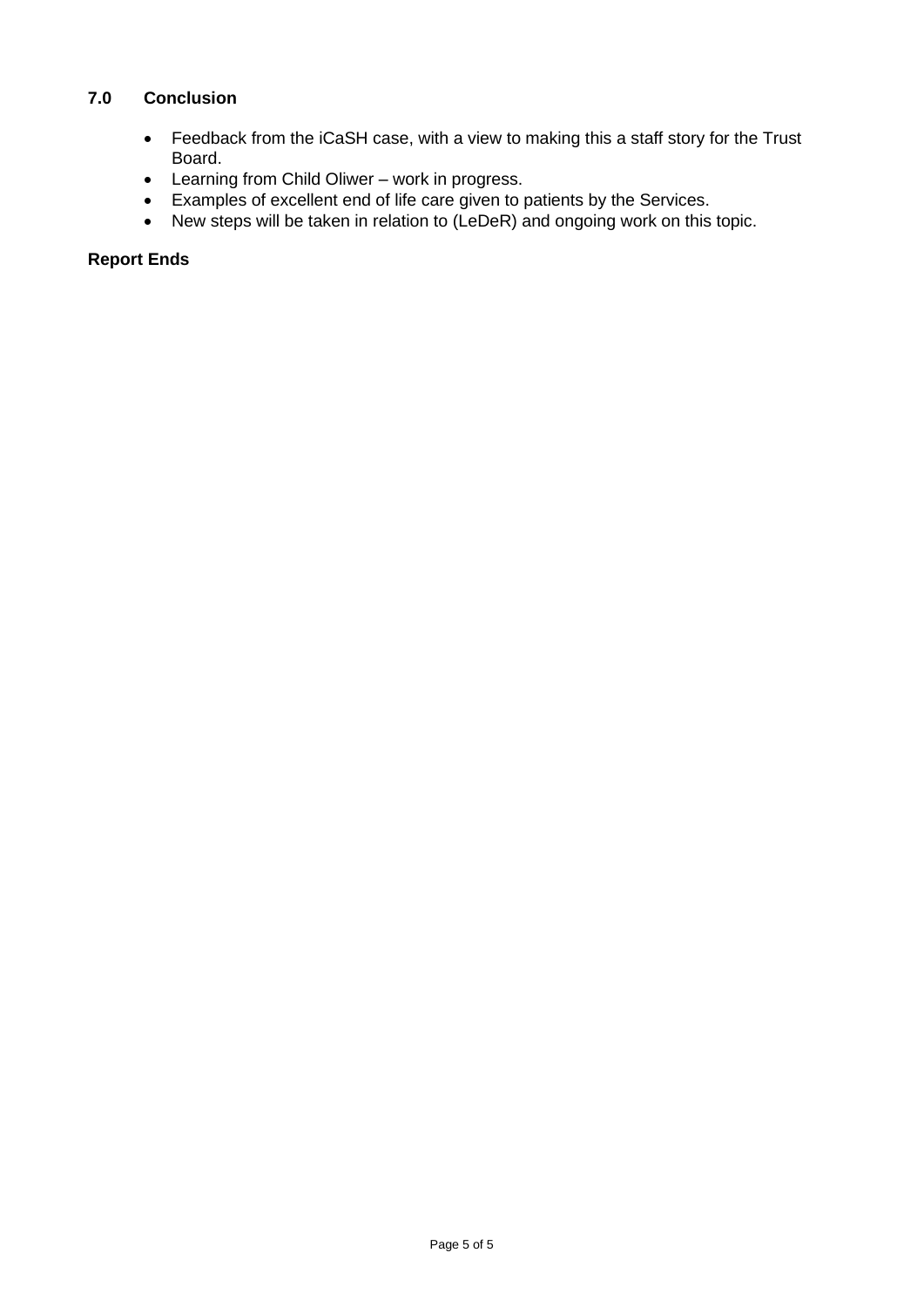## 7.0 Conclusion

- Feedback from the iCaSH case, with a view to making this a staff story for the Trust Board.
- Learning from Child Oliwer – work in progress.
- Examples of excellent end of life care given to patients by the Services.
- New steps will be taken in relation to (LeDeR) and ongoing work on this topic.

**Report Ends**